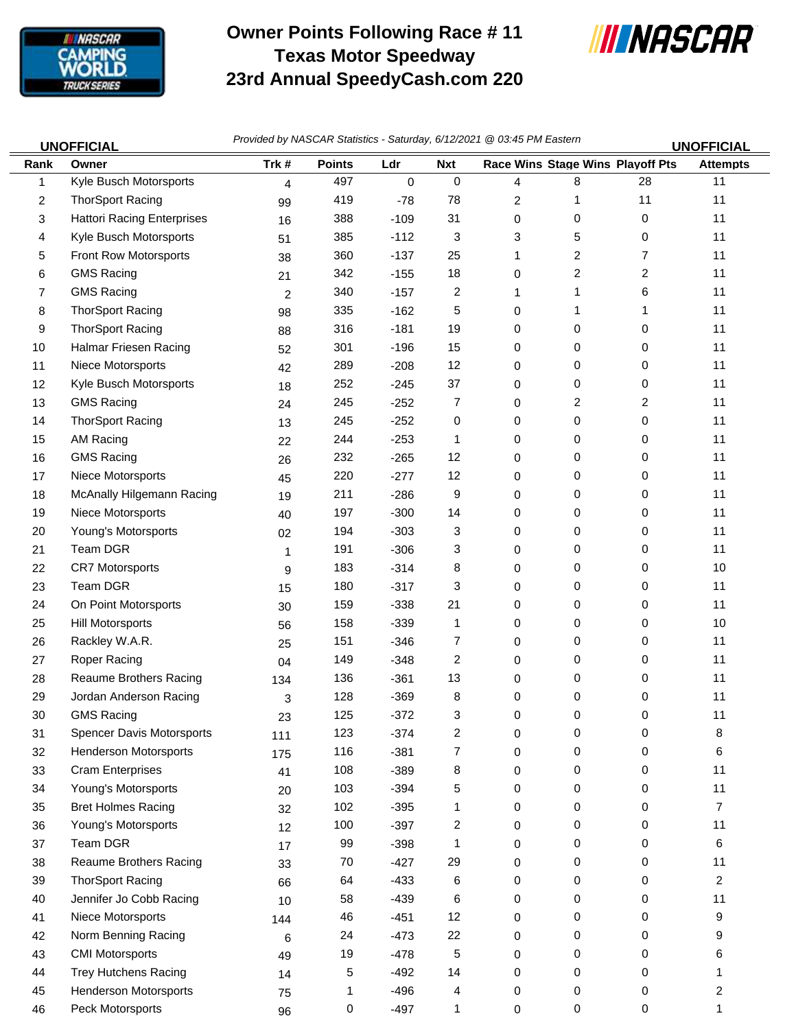# Owner Points Following Race # 11
# Texas Motor Speedway
# 23rd Annual SpeedyCash.com 220

**UNOFFICIAL** *Provided by NASCAR Statistics - Saturday, 6/12/2021 @ 03:45 PM Eastern* **UNOFFICIAL**

| Rank | Owner | Trk # | Points | Ldr | Nxt | Race Wins | Stage Wins | Playoff Pts | Attempts |
|---|---|---|---|---|---|---|---|---|---|
| 1 | Kyle Busch Motorsports | 4 | 497 | 0 | 0 | 4 | 8 | 28 | 11 |
| 2 | ThorSport Racing | 99 | 419 | -78 | 78 | 2 | 1 | 11 | 11 |
| 3 | Hattori Racing Enterprises | 16 | 388 | -109 | 31 | 0 | 0 | 0 | 11 |
| 4 | Kyle Busch Motorsports | 51 | 385 | -112 | 3 | 3 | 5 | 0 | 11 |
| 5 | Front Row Motorsports | 38 | 360 | -137 | 25 | 1 | 2 | 7 | 11 |
| 6 | GMS Racing | 21 | 342 | -155 | 18 | 0 | 2 | 2 | 11 |
| 7 | GMS Racing | 2 | 340 | -157 | 2 | 1 | 1 | 6 | 11 |
| 8 | ThorSport Racing | 98 | 335 | -162 | 5 | 0 | 1 | 1 | 11 |
| 9 | ThorSport Racing | 88 | 316 | -181 | 19 | 0 | 0 | 0 | 11 |
| 10 | Halmar Friesen Racing | 52 | 301 | -196 | 15 | 0 | 0 | 0 | 11 |
| 11 | Niece Motorsports | 42 | 289 | -208 | 12 | 0 | 0 | 0 | 11 |
| 12 | Kyle Busch Motorsports | 18 | 252 | -245 | 37 | 0 | 0 | 0 | 11 |
| 13 | GMS Racing | 24 | 245 | -252 | 7 | 0 | 2 | 2 | 11 |
| 14 | ThorSport Racing | 13 | 245 | -252 | 0 | 0 | 0 | 0 | 11 |
| 15 | AM Racing | 22 | 244 | -253 | 1 | 0 | 0 | 0 | 11 |
| 16 | GMS Racing | 26 | 232 | -265 | 12 | 0 | 0 | 0 | 11 |
| 17 | Niece Motorsports | 45 | 220 | -277 | 12 | 0 | 0 | 0 | 11 |
| 18 | McAnally Hilgemann Racing | 19 | 211 | -286 | 9 | 0 | 0 | 0 | 11 |
| 19 | Niece Motorsports | 40 | 197 | -300 | 14 | 0 | 0 | 0 | 11 |
| 20 | Young's Motorsports | 02 | 194 | -303 | 3 | 0 | 0 | 0 | 11 |
| 21 | Team DGR | 1 | 191 | -306 | 3 | 0 | 0 | 0 | 11 |
| 22 | CR7 Motorsports | 9 | 183 | -314 | 8 | 0 | 0 | 0 | 10 |
| 23 | Team DGR | 15 | 180 | -317 | 3 | 0 | 0 | 0 | 11 |
| 24 | On Point Motorsports | 30 | 159 | -338 | 21 | 0 | 0 | 0 | 11 |
| 25 | Hill Motorsports | 56 | 158 | -339 | 1 | 0 | 0 | 0 | 10 |
| 26 | Rackley W.A.R. | 25 | 151 | -346 | 7 | 0 | 0 | 0 | 11 |
| 27 | Roper Racing | 04 | 149 | -348 | 2 | 0 | 0 | 0 | 11 |
| 28 | Reaume Brothers Racing | 134 | 136 | -361 | 13 | 0 | 0 | 0 | 11 |
| 29 | Jordan Anderson Racing | 3 | 128 | -369 | 8 | 0 | 0 | 0 | 11 |
| 30 | GMS Racing | 23 | 125 | -372 | 3 | 0 | 0 | 0 | 11 |
| 31 | Spencer Davis Motorsports | 111 | 123 | -374 | 2 | 0 | 0 | 0 | 8 |
| 32 | Henderson Motorsports | 175 | 116 | -381 | 7 | 0 | 0 | 0 | 6 |
| 33 | Cram Enterprises | 41 | 108 | -389 | 8 | 0 | 0 | 0 | 11 |
| 34 | Young's Motorsports | 20 | 103 | -394 | 5 | 0 | 0 | 0 | 11 |
| 35 | Bret Holmes Racing | 32 | 102 | -395 | 1 | 0 | 0 | 0 | 7 |
| 36 | Young's Motorsports | 12 | 100 | -397 | 2 | 0 | 0 | 0 | 11 |
| 37 | Team DGR | 17 | 99 | -398 | 1 | 0 | 0 | 0 | 6 |
| 38 | Reaume Brothers Racing | 33 | 70 | -427 | 29 | 0 | 0 | 0 | 11 |
| 39 | ThorSport Racing | 66 | 64 | -433 | 6 | 0 | 0 | 0 | 2 |
| 40 | Jennifer Jo Cobb Racing | 10 | 58 | -439 | 6 | 0 | 0 | 0 | 11 |
| 41 | Niece Motorsports | 144 | 46 | -451 | 12 | 0 | 0 | 0 | 9 |
| 42 | Norm Benning Racing | 6 | 24 | -473 | 22 | 0 | 0 | 0 | 9 |
| 43 | CMI Motorsports | 49 | 19 | -478 | 5 | 0 | 0 | 0 | 6 |
| 44 | Trey Hutchens Racing | 14 | 5 | -492 | 14 | 0 | 0 | 0 | 1 |
| 45 | Henderson Motorsports | 75 | 1 | -496 | 4 | 0 | 0 | 0 | 2 |
| 46 | Peck Motorsports | 96 | 0 | -497 | 1 | 0 | 0 | 0 | 1 |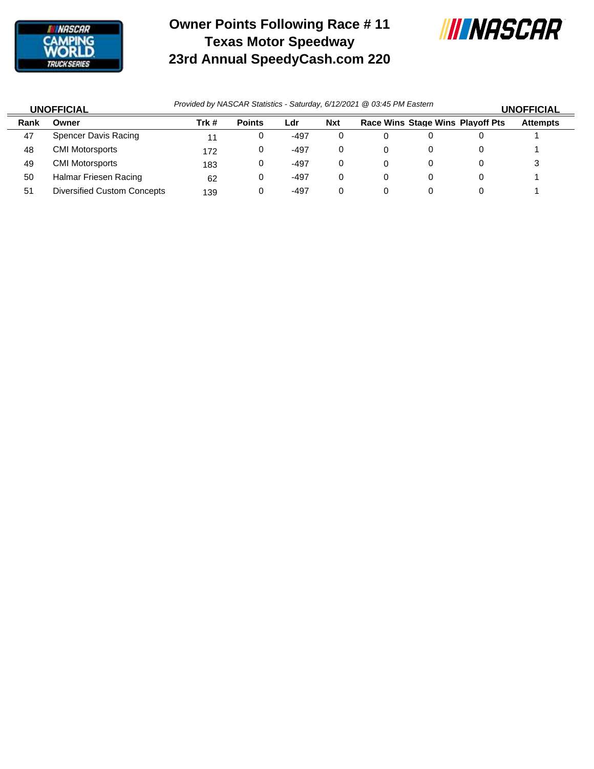# Owner Points Following Race # 11
## Texas Motor Speedway
## 23rd Annual SpeedyCash.com 220

**UNOFFICIAL** *Provided by NASCAR Statistics - Saturday, 6/12/2021 @ 03:45 PM Eastern* **UNOFFICIAL**

| Rank | Owner | Trk # | Points | Ldr | Nxt | Race Wins | Stage Wins | Playoff Pts | Attempts |
|---|---|---|---|---|---|---|---|---|---|
| 47 | Spencer Davis Racing | 11 | 0 | -497 | 0 | 0 | 0 | 0 | 1 |
| 48 | CMI Motorsports | 172 | 0 | -497 | 0 | 0 | 0 | 0 | 1 |
| 49 | CMI Motorsports | 183 | 0 | -497 | 0 | 0 | 0 | 0 | 3 |
| 50 | Halmar Friesen Racing | 62 | 0 | -497 | 0 | 0 | 0 | 0 | 1 |
| 51 | Diversified Custom Concepts | 139 | 0 | -497 | 0 | 0 | 0 | 0 | 1 |